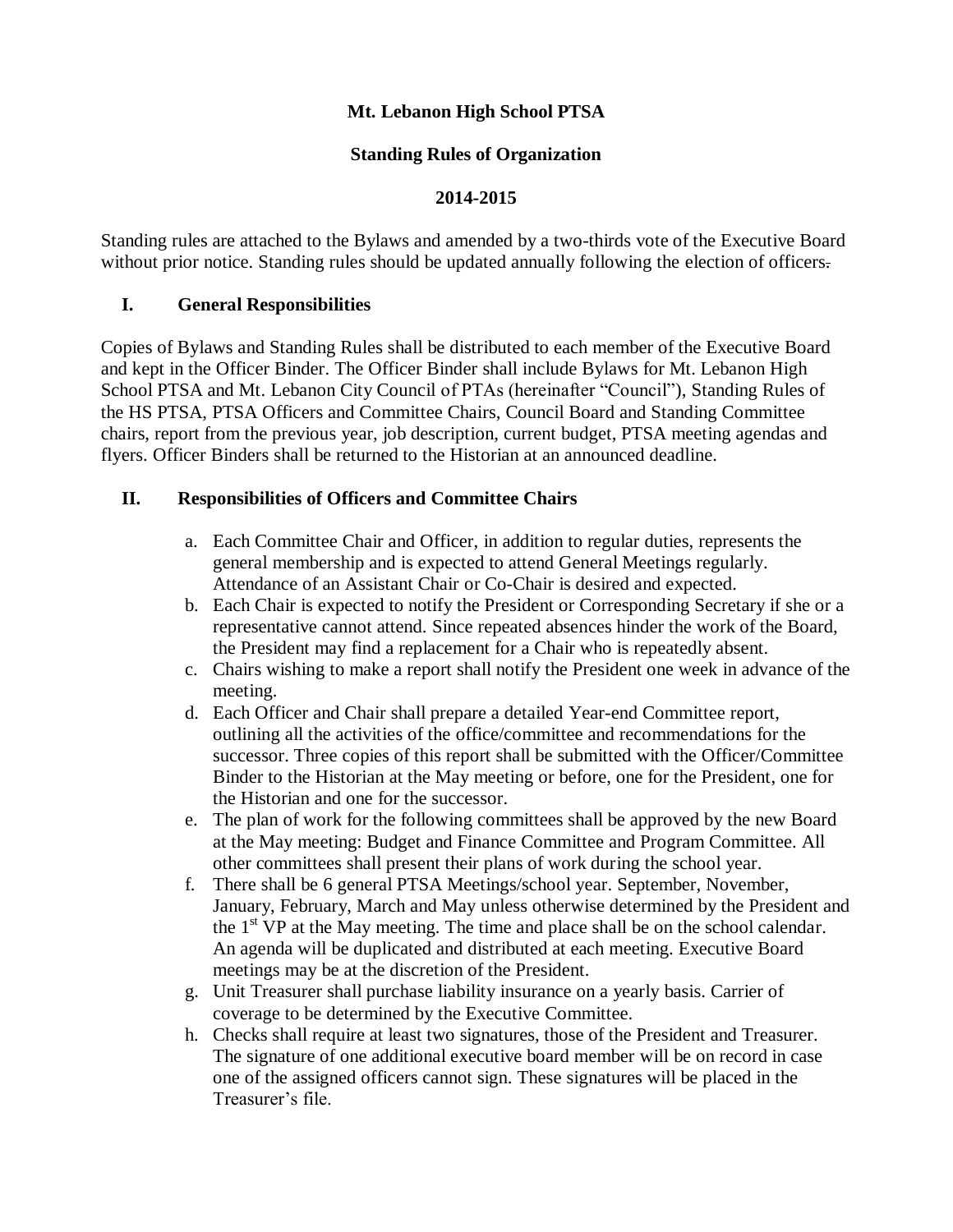# Mt. Lebanon High School PTSA

## Standing Rules of Organization

## 2014-2015

Standing rules are attached to the Bylaws and amended by a two-thirds vote of the Executive Board without prior notice. Standing rules should be updated annually following the election of officers.

### I. General Responsibilities

Copies of Bylaws and Standing Rules shall be distributed to each member of the Executive Board and kept in the Officer Binder. The Officer Binder shall include Bylaws for Mt. Lebanon High School PTSA and Mt. Lebanon City Council of PTAs (hereinafter "Council"), Standing Rules of the HS PTSA, PTSA Officers and Committee Chairs, Council Board and Standing Committee chairs, report from the previous year, job description, current budget, PTSA meeting agendas and flyers. Officer Binders shall be returned to the Historian at an announced deadline.

### II. Responsibilities of Officers and Committee Chairs

a. Each Committee Chair and Officer, in addition to regular duties, represents the general membership and is expected to attend General Meetings regularly. Attendance of an Assistant Chair or Co-Chair is desired and expected.

b. Each Chair is expected to notify the President or Corresponding Secretary if she or a representative cannot attend. Since repeated absences hinder the work of the Board, the President may find a replacement for a Chair who is repeatedly absent.

c. Chairs wishing to make a report shall notify the President one week in advance of the meeting.

d. Each Officer and Chair shall prepare a detailed Year-end Committee report, outlining all the activities of the office/committee and recommendations for the successor. Three copies of this report shall be submitted with the Officer/Committee Binder to the Historian at the May meeting or before, one for the President, one for the Historian and one for the successor.

e. The plan of work for the following committees shall be approved by the new Board at the May meeting: Budget and Finance Committee and Program Committee. All other committees shall present their plans of work during the school year.

f. There shall be 6 general PTSA Meetings/school year. September, November, January, February, March and May unless otherwise determined by the President and the 1st VP at the May meeting. The time and place shall be on the school calendar. An agenda will be duplicated and distributed at each meeting. Executive Board meetings may be at the discretion of the President.

g. Unit Treasurer shall purchase liability insurance on a yearly basis. Carrier of coverage to be determined by the Executive Committee.

h. Checks shall require at least two signatures, those of the President and Treasurer. The signature of one additional executive board member will be on record in case one of the assigned officers cannot sign. These signatures will be placed in the Treasurer's file.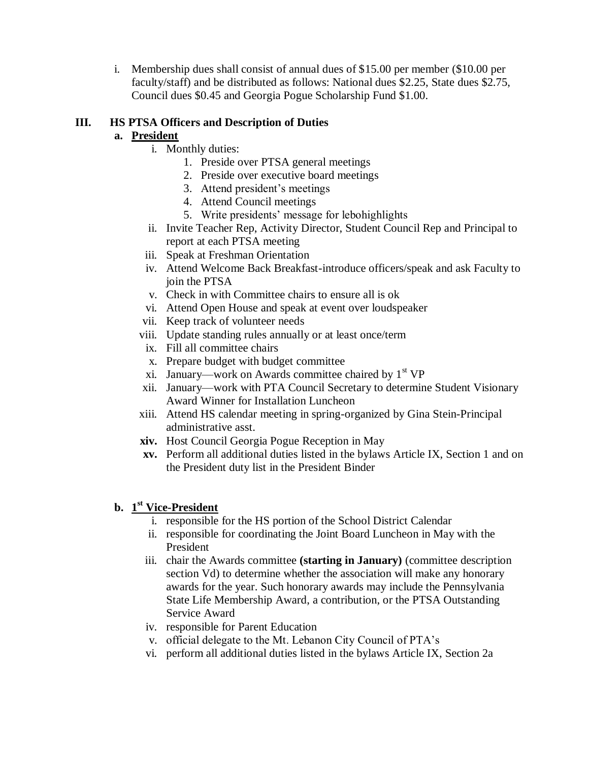i. Membership dues shall consist of annual dues of $15.00 per member ($10.00 per faculty/staff) and be distributed as follows: National dues $2.25, State dues $2.75, Council dues $0.45 and Georgia Pogue Scholarship Fund $1.00.

## III. HS PTSA Officers and Description of Duties

### a. President

i. Monthly duties:
   1. Preside over PTSA general meetings
   2. Preside over executive board meetings
   3. Attend president's meetings
   4. Attend Council meetings
   5. Write presidents' message for lebohighlights

ii. Invite Teacher Rep, Activity Director, Student Council Rep and Principal to report at each PTSA meeting

iii. Speak at Freshman Orientation

iv. Attend Welcome Back Breakfast-introduce officers/speak and ask Faculty to join the PTSA

v. Check in with Committee chairs to ensure all is ok

vi. Attend Open House and speak at event over loudspeaker

vii. Keep track of volunteer needs

viii. Update standing rules annually or at least once/term

ix. Fill all committee chairs

x. Prepare budget with budget committee

xi. January—work on Awards committee chaired by 1st VP

xii. January—work with PTA Council Secretary to determine Student Visionary Award Winner for Installation Luncheon

xiii. Attend HS calendar meeting in spring-organized by Gina Stein-Principal administrative asst.

**xiv.** Host Council Georgia Pogue Reception in May

**xv.** Perform all additional duties listed in the bylaws Article IX, Section 1 and on the President duty list in the President Binder

### b. 1st Vice-President

i. responsible for the HS portion of the School District Calendar

ii. responsible for coordinating the Joint Board Luncheon in May with the President

iii. chair the Awards committee **(starting in January)** (committee description section Vd) to determine whether the association will make any honorary awards for the year. Such honorary awards may include the Pennsylvania State Life Membership Award, a contribution, or the PTSA Outstanding Service Award

iv. responsible for Parent Education

v. official delegate to the Mt. Lebanon City Council of PTA's

vi. perform all additional duties listed in the bylaws Article IX, Section 2a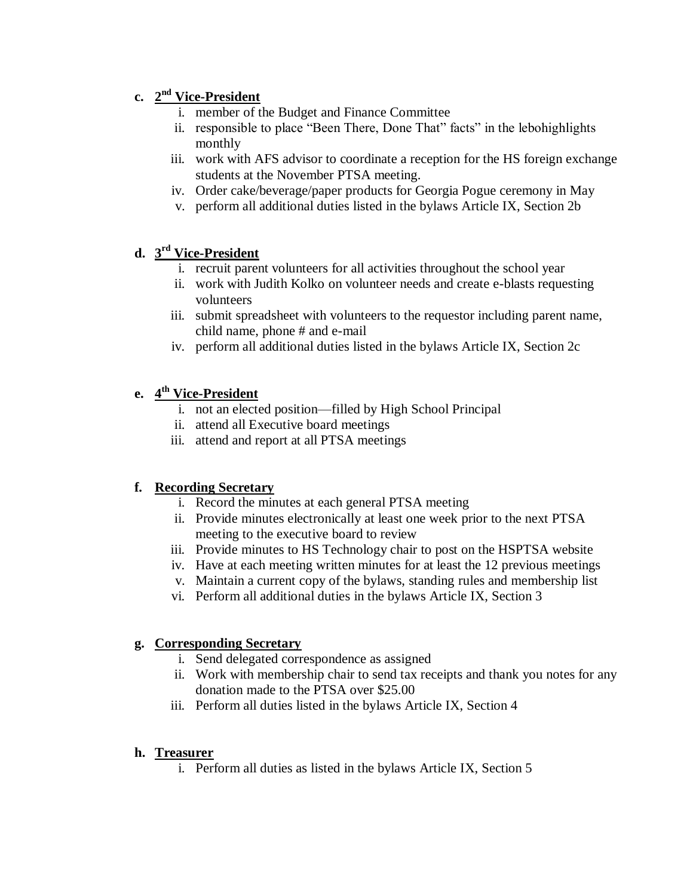**c. 2nd Vice-President**

i. member of the Budget and Finance Committee
ii. responsible to place "Been There, Done That" facts" in the lebohighlights monthly
iii. work with AFS advisor to coordinate a reception for the HS foreign exchange students at the November PTSA meeting.
iv. Order cake/beverage/paper products for Georgia Pogue ceremony in May
v. perform all additional duties listed in the bylaws Article IX, Section 2b

**d. 3rd Vice-President**

i. recruit parent volunteers for all activities throughout the school year
ii. work with Judith Kolko on volunteer needs and create e-blasts requesting volunteers
iii. submit spreadsheet with volunteers to the requestor including parent name, child name, phone # and e-mail
iv. perform all additional duties listed in the bylaws Article IX, Section 2c

**e. 4th Vice-President**

i. not an elected position—filled by High School Principal
ii. attend all Executive board meetings
iii. attend and report at all PTSA meetings

**f. Recording Secretary**

i. Record the minutes at each general PTSA meeting
ii. Provide minutes electronically at least one week prior to the next PTSA meeting to the executive board to review
iii. Provide minutes to HS Technology chair to post on the HSPTSA website
iv. Have at each meeting written minutes for at least the 12 previous meetings
v. Maintain a current copy of the bylaws, standing rules and membership list
vi. Perform all additional duties in the bylaws Article IX, Section 3

**g. Corresponding Secretary**

i. Send delegated correspondence as assigned
ii. Work with membership chair to send tax receipts and thank you notes for any donation made to the PTSA over $25.00
iii. Perform all duties listed in the bylaws Article IX, Section 4

**h. Treasurer**

i. Perform all duties as listed in the bylaws Article IX, Section 5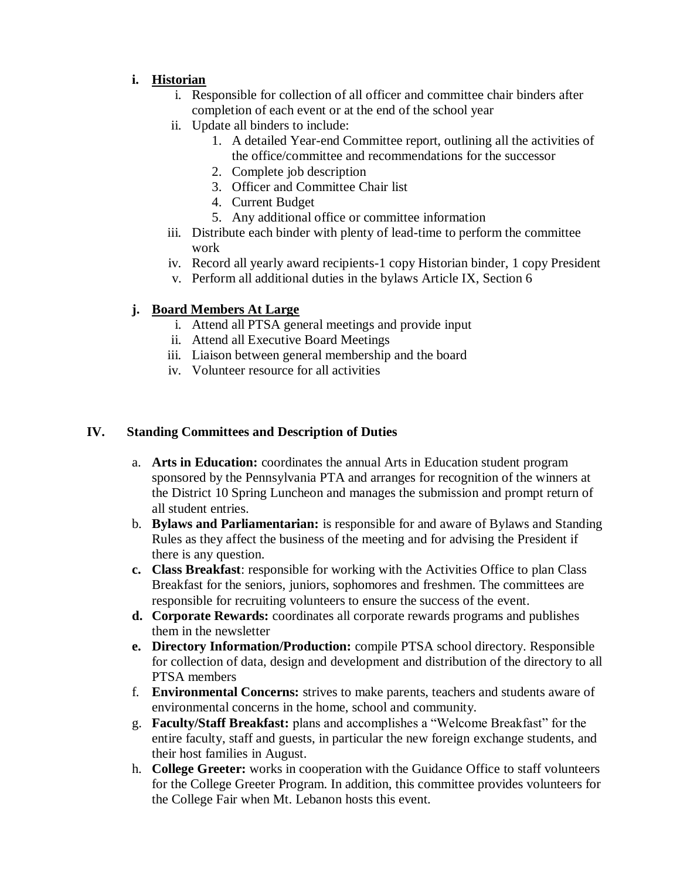**i. Historian**

i. Responsible for collection of all officer and committee chair binders after completion of each event or at the end of the school year
ii. Update all binders to include:
    1. A detailed Year-end Committee report, outlining all the activities of the office/committee and recommendations for the successor
    2. Complete job description
    3. Officer and Committee Chair list
    4. Current Budget
    5. Any additional office or committee information
iii. Distribute each binder with plenty of lead-time to perform the committee work
iv. Record all yearly award recipients-1 copy Historian binder, 1 copy President
v. Perform all additional duties in the bylaws Article IX, Section 6

**j. Board Members At Large**

i. Attend all PTSA general meetings and provide input
ii. Attend all Executive Board Meetings
iii. Liaison between general membership and the board
iv. Volunteer resource for all activities

## IV. Standing Committees and Description of Duties

a. **Arts in Education:** coordinates the annual Arts in Education student program sponsored by the Pennsylvania PTA and arranges for recognition of the winners at the District 10 Spring Luncheon and manages the submission and prompt return of all student entries.
b. **Bylaws and Parliamentarian:** is responsible for and aware of Bylaws and Standing Rules as they affect the business of the meeting and for advising the President if there is any question.
c. **Class Breakfast**: responsible for working with the Activities Office to plan Class Breakfast for the seniors, juniors, sophomores and freshmen. The committees are responsible for recruiting volunteers to ensure the success of the event.
d. **Corporate Rewards:** coordinates all corporate rewards programs and publishes them in the newsletter
e. **Directory Information/Production:** compile PTSA school directory. Responsible for collection of data, design and development and distribution of the directory to all PTSA members
f. **Environmental Concerns:** strives to make parents, teachers and students aware of environmental concerns in the home, school and community.
g. **Faculty/Staff Breakfast:** plans and accomplishes a "Welcome Breakfast" for the entire faculty, staff and guests, in particular the new foreign exchange students, and their host families in August.
h. **College Greeter:** works in cooperation with the Guidance Office to staff volunteers for the College Greeter Program. In addition, this committee provides volunteers for the College Fair when Mt. Lebanon hosts this event.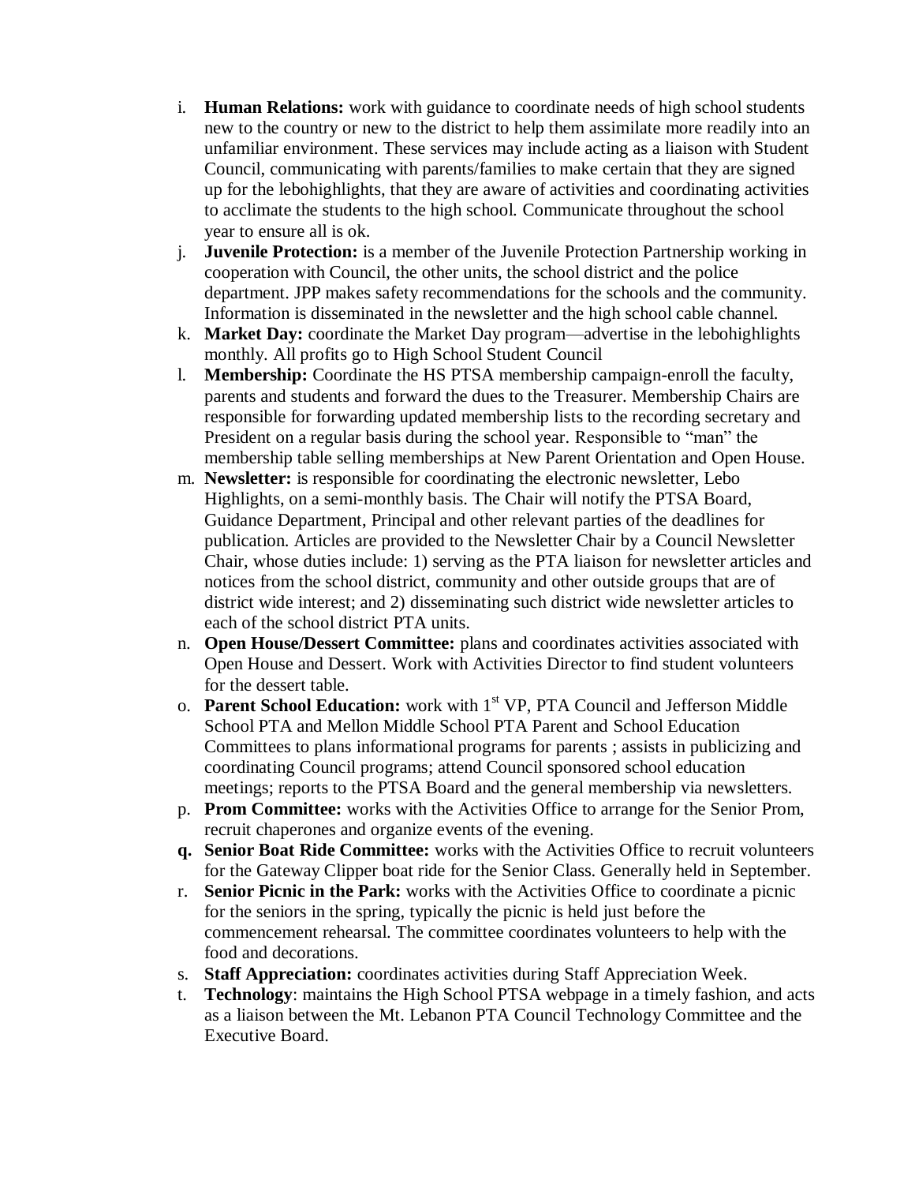i. **Human Relations:** work with guidance to coordinate needs of high school students new to the country or new to the district to help them assimilate more readily into an unfamiliar environment. These services may include acting as a liaison with Student Council, communicating with parents/families to make certain that they are signed up for the lebohighlights, that they are aware of activities and coordinating activities to acclimate the students to the high school. Communicate throughout the school year to ensure all is ok.

j. **Juvenile Protection:** is a member of the Juvenile Protection Partnership working in cooperation with Council, the other units, the school district and the police department. JPP makes safety recommendations for the schools and the community. Information is disseminated in the newsletter and the high school cable channel.

k. **Market Day:** coordinate the Market Day program—advertise in the lebohighlights monthly. All profits go to High School Student Council

l. **Membership:** Coordinate the HS PTSA membership campaign-enroll the faculty, parents and students and forward the dues to the Treasurer. Membership Chairs are responsible for forwarding updated membership lists to the recording secretary and President on a regular basis during the school year. Responsible to "man" the membership table selling memberships at New Parent Orientation and Open House.

m. **Newsletter:** is responsible for coordinating the electronic newsletter, Lebo Highlights, on a semi-monthly basis. The Chair will notify the PTSA Board, Guidance Department, Principal and other relevant parties of the deadlines for publication. Articles are provided to the Newsletter Chair by a Council Newsletter Chair, whose duties include: 1) serving as the PTA liaison for newsletter articles and notices from the school district, community and other outside groups that are of district wide interest; and 2) disseminating such district wide newsletter articles to each of the school district PTA units.

n. **Open House/Dessert Committee:** plans and coordinates activities associated with Open House and Dessert. Work with Activities Director to find student volunteers for the dessert table.

o. **Parent School Education:** work with 1st VP, PTA Council and Jefferson Middle School PTA and Mellon Middle School PTA Parent and School Education Committees to plans informational programs for parents ; assists in publicizing and coordinating Council programs; attend Council sponsored school education meetings; reports to the PTSA Board and the general membership via newsletters.

p. **Prom Committee:** works with the Activities Office to arrange for the Senior Prom, recruit chaperones and organize events of the evening.

**q.** **Senior Boat Ride Committee:** works with the Activities Office to recruit volunteers for the Gateway Clipper boat ride for the Senior Class. Generally held in September.

r. **Senior Picnic in the Park:** works with the Activities Office to coordinate a picnic for the seniors in the spring, typically the picnic is held just before the commencement rehearsal. The committee coordinates volunteers to help with the food and decorations.

s. **Staff Appreciation:** coordinates activities during Staff Appreciation Week.

t. **Technology**: maintains the High School PTSA webpage in a timely fashion, and acts as a liaison between the Mt. Lebanon PTA Council Technology Committee and the Executive Board.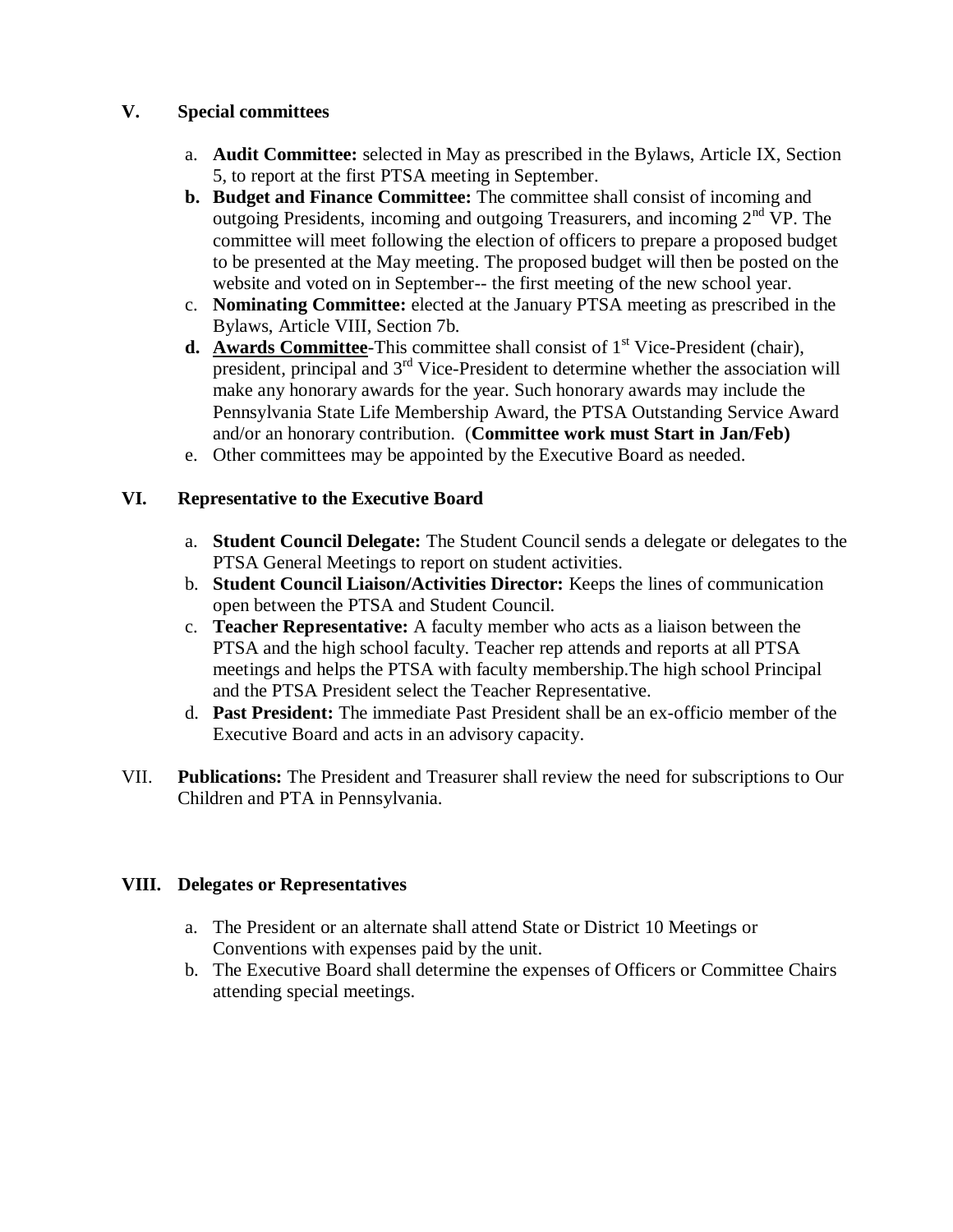## V. Special committees

a. **Audit Committee:** selected in May as prescribed in the Bylaws, Article IX, Section 5, to report at the first PTSA meeting in September.
b. **Budget and Finance Committee:** The committee shall consist of incoming and outgoing Presidents, incoming and outgoing Treasurers, and incoming 2nd VP. The committee will meet following the election of officers to prepare a proposed budget to be presented at the May meeting. The proposed budget will then be posted on the website and voted on in September-- the first meeting of the new school year.
c. **Nominating Committee:** elected at the January PTSA meeting as prescribed in the Bylaws, Article VIII, Section 7b.
d. **Awards Committee**-This committee shall consist of 1st Vice-President (chair), president, principal and 3rd Vice-President to determine whether the association will make any honorary awards for the year. Such honorary awards may include the Pennsylvania State Life Membership Award, the PTSA Outstanding Service Award and/or an honorary contribution. (**Committee work must Start in Jan/Feb)**
e. Other committees may be appointed by the Executive Board as needed.

## VI. Representative to the Executive Board

a. **Student Council Delegate:** The Student Council sends a delegate or delegates to the PTSA General Meetings to report on student activities.
b. **Student Council Liaison/Activities Director:** Keeps the lines of communication open between the PTSA and Student Council.
c. **Teacher Representative:** A faculty member who acts as a liaison between the PTSA and the high school faculty. Teacher rep attends and reports at all PTSA meetings and helps the PTSA with faculty membership.The high school Principal and the PTSA President select the Teacher Representative.
d. **Past President:** The immediate Past President shall be an ex-officio member of the Executive Board and acts in an advisory capacity.

VII. **Publications:** The President and Treasurer shall review the need for subscriptions to Our Children and PTA in Pennsylvania.

## VIII. Delegates or Representatives

a. The President or an alternate shall attend State or District 10 Meetings or Conventions with expenses paid by the unit.
b. The Executive Board shall determine the expenses of Officers or Committee Chairs attending special meetings.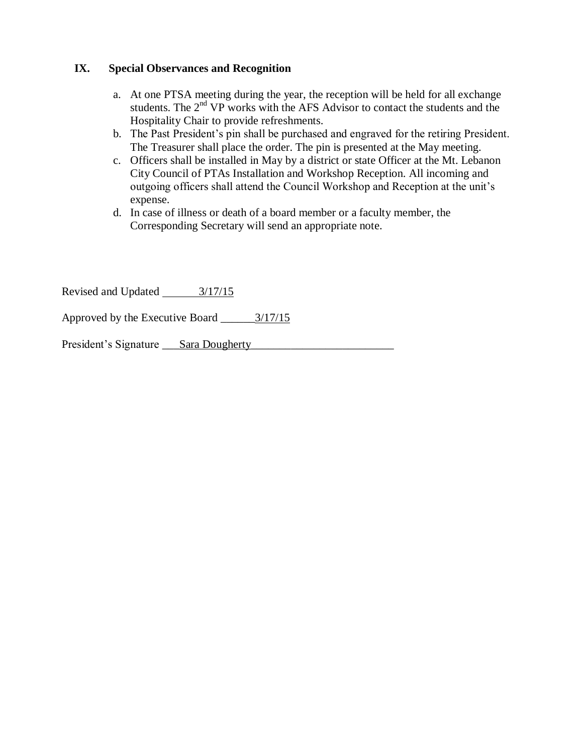## IX. Special Observances and Recognition

a. At one PTSA meeting during the year, the reception will be held for all exchange students. The 2nd VP works with the AFS Advisor to contact the students and the Hospitality Chair to provide refreshments.
b. The Past President's pin shall be purchased and engraved for the retiring President. The Treasurer shall place the order. The pin is presented at the May meeting.
c. Officers shall be installed in May by a district or state Officer at the Mt. Lebanon City Council of PTAs Installation and Workshop Reception. All incoming and outgoing officers shall attend the Council Workshop and Reception at the unit's expense.
d. In case of illness or death of a board member or a faculty member, the Corresponding Secretary will send an appropriate note.

Revised and Updated 3/17/15

Approved by the Executive Board 3/17/15

President's Signature Sara Dougherty